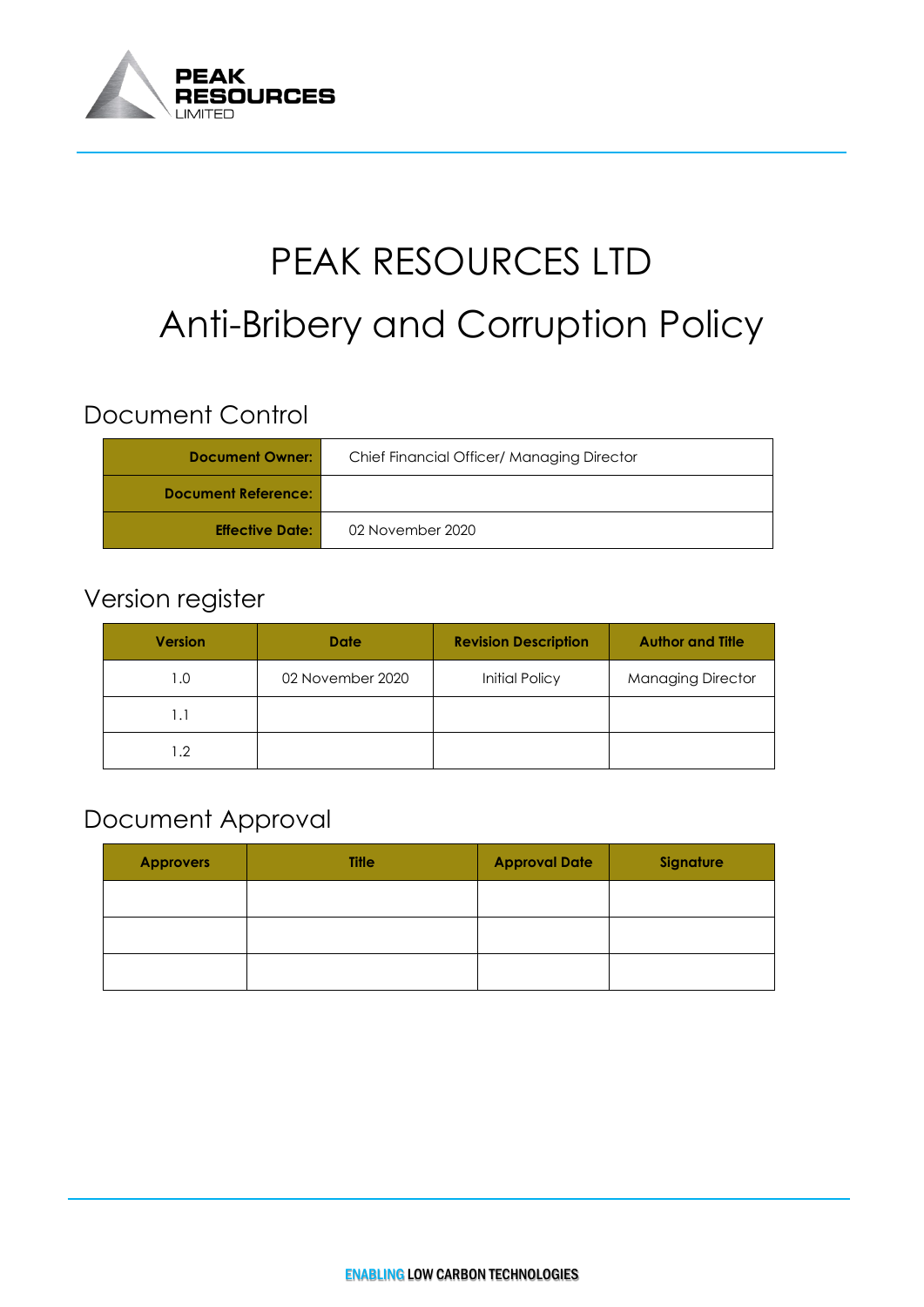# PEAK RESOURCES LTD

# Anti-Bribery and Corruption Policy

## Document Control

| | |
|---|---|
| **Document Owner:** | Chief Financial Officer/ Managing Director |
| **Document Reference:** | |
| **Effective Date:** | 02 November 2020 |

## Version register

| Version | Date | Revision Description | Author and Title |
|---|---|---|---|
| 1.0 | 02 November 2020 | Initial Policy | Managing Director |
| 1.1 | | | |
| 1.2 | | | |

## Document Approval

| Approvers | Title | Approval Date | Signature |
|---|---|---|---|
| | | | |
| | | | |
| | | | |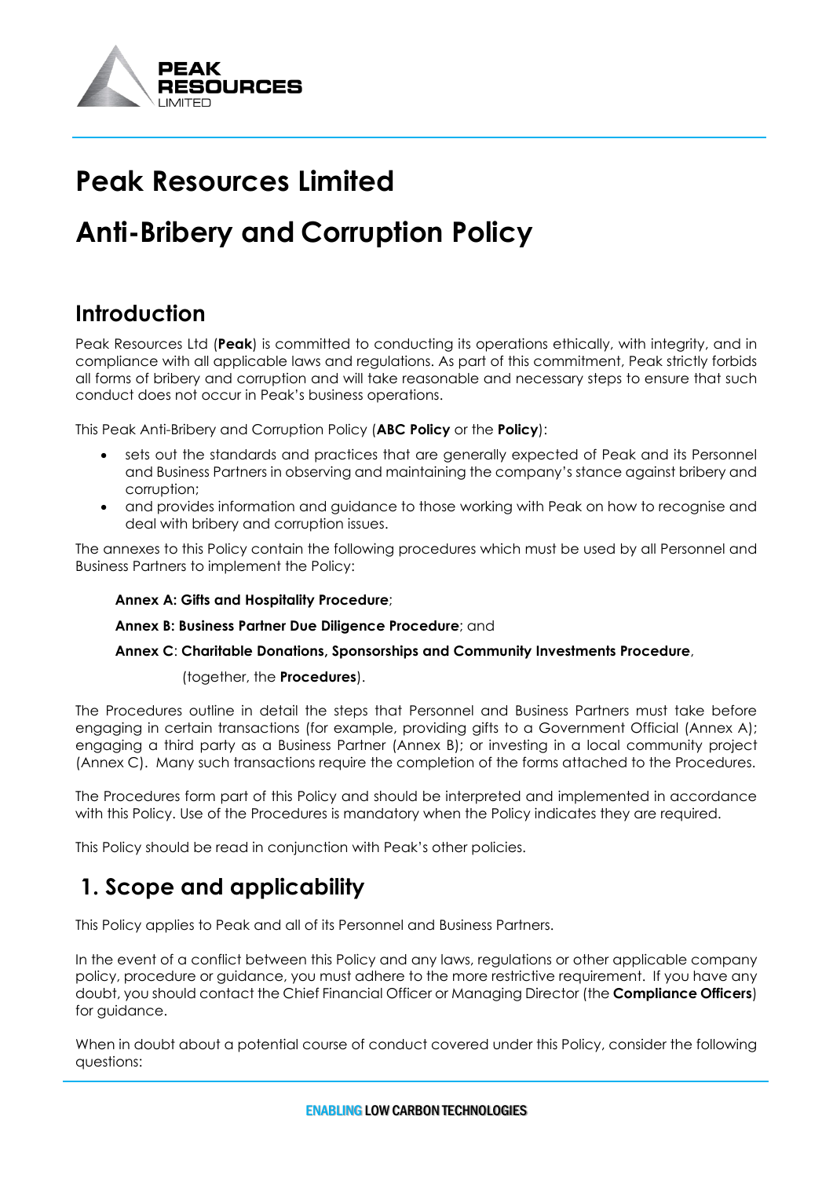# Peak Resources Limited

# Anti-Bribery and Corruption Policy

## Introduction

Peak Resources Ltd (**Peak**) is committed to conducting its operations ethically, with integrity, and in compliance with all applicable laws and regulations. As part of this commitment, Peak strictly forbids all forms of bribery and corruption and will take reasonable and necessary steps to ensure that such conduct does not occur in Peak's business operations.

This Peak Anti-Bribery and Corruption Policy (**ABC Policy** or the **Policy**):

- sets out the standards and practices that are generally expected of Peak and its Personnel and Business Partners in observing and maintaining the company's stance against bribery and corruption;
- and provides information and guidance to those working with Peak on how to recognise and deal with bribery and corruption issues.

The annexes to this Policy contain the following procedures which must be used by all Personnel and Business Partners to implement the Policy:

**Annex A: Gifts and Hospitality Procedure**;

**Annex B: Business Partner Due Diligence Procedure**; and

**Annex C**: **Charitable Donations, Sponsorships and Community Investments Procedure**,

(together, the **Procedures**).

The Procedures outline in detail the steps that Personnel and Business Partners must take before engaging in certain transactions (for example, providing gifts to a Government Official (Annex A); engaging a third party as a Business Partner (Annex B); or investing in a local community project (Annex C). Many such transactions require the completion of the forms attached to the Procedures.

The Procedures form part of this Policy and should be interpreted and implemented in accordance with this Policy. Use of the Procedures is mandatory when the Policy indicates they are required.

This Policy should be read in conjunction with Peak's other policies.

## 1. Scope and applicability

This Policy applies to Peak and all of its Personnel and Business Partners.

In the event of a conflict between this Policy and any laws, regulations or other applicable company policy, procedure or guidance, you must adhere to the more restrictive requirement. If you have any doubt, you should contact the Chief Financial Officer or Managing Director (the **Compliance Officers**) for guidance.

When in doubt about a potential course of conduct covered under this Policy, consider the following questions: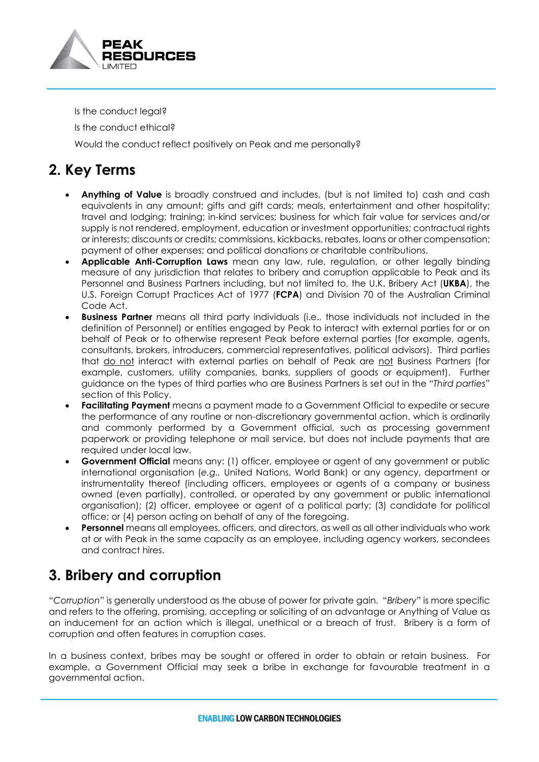Is the conduct legal?

Is the conduct ethical?

Would the conduct reflect positively on Peak and me personally?

## 2. Key Terms

- **Anything of Value** is broadly construed and includes, (but is not limited to) cash and cash equivalents in any amount; gifts and gift cards; meals, entertainment and other hospitality; travel and lodging; training; in-kind services; business for which fair value for services and/or supply is not rendered, employment, education or investment opportunities; contractual rights or interests; discounts or credits; commissions, kickbacks, rebates, loans or other compensation; payment of other expenses; and political donations or charitable contributions.
- **Applicable Anti-Corruption Laws** mean any law, rule, regulation, or other legally binding measure of any jurisdiction that relates to bribery and corruption applicable to Peak and its Personnel and Business Partners including, but not limited to, the U.K. Bribery Act (**UKBA**), the U.S. Foreign Corrupt Practices Act of 1977 (**FCPA**) and Division 70 of the Australian Criminal Code Act.
- **Business Partner** means all third party individuals (i.e., those individuals not included in the definition of Personnel) or entities engaged by Peak to interact with external parties for or on behalf of Peak or to otherwise represent Peak before external parties (for example, agents, consultants, brokers, introducers, commercial representatives, political advisors). Third parties that <u>do not</u> interact with external parties on behalf of Peak are <u>not</u> Business Partners (for example, customers, utility companies, banks, suppliers of goods or equipment). Further guidance on the types of third parties who are Business Partners is set out in the "*Third parties*" section of this Policy.
- **Facilitating Payment** means a payment made to a Government Official to expedite or secure the performance of any routine or non-discretionary governmental action, which is ordinarily and commonly performed by a Government official, such as processing government paperwork or providing telephone or mail service, but does not include payments that are required under local law.
- **Government Official** means any: (1) officer, employee or agent of any government or public international organisation (*e.g.*, United Nations, World Bank) or any agency, department or instrumentality thereof (including officers, employees or agents of a company or business owned (even partially), controlled, or operated by any government or public international organisation); (2) officer, employee or agent of a political party; (3) candidate for political office; or (4) person acting on behalf of any of the foregoing.
- **Personnel** means all employees, officers, and directors, as well as all other individuals who work at or with Peak in the same capacity as an employee, including agency workers, secondees and contract hires.

## 3. Bribery and corruption

"*Corruption*" is generally understood as the abuse of power for private gain. "*Bribery*" is more specific and refers to the offering, promising, accepting or soliciting of an advantage or Anything of Value as an inducement for an action which is illegal, unethical or a breach of trust. Bribery is a form of corruption and often features in corruption cases.

In a business context, bribes may be sought or offered in order to obtain or retain business. For example, a Government Official may seek a bribe in exchange for favourable treatment in a governmental action.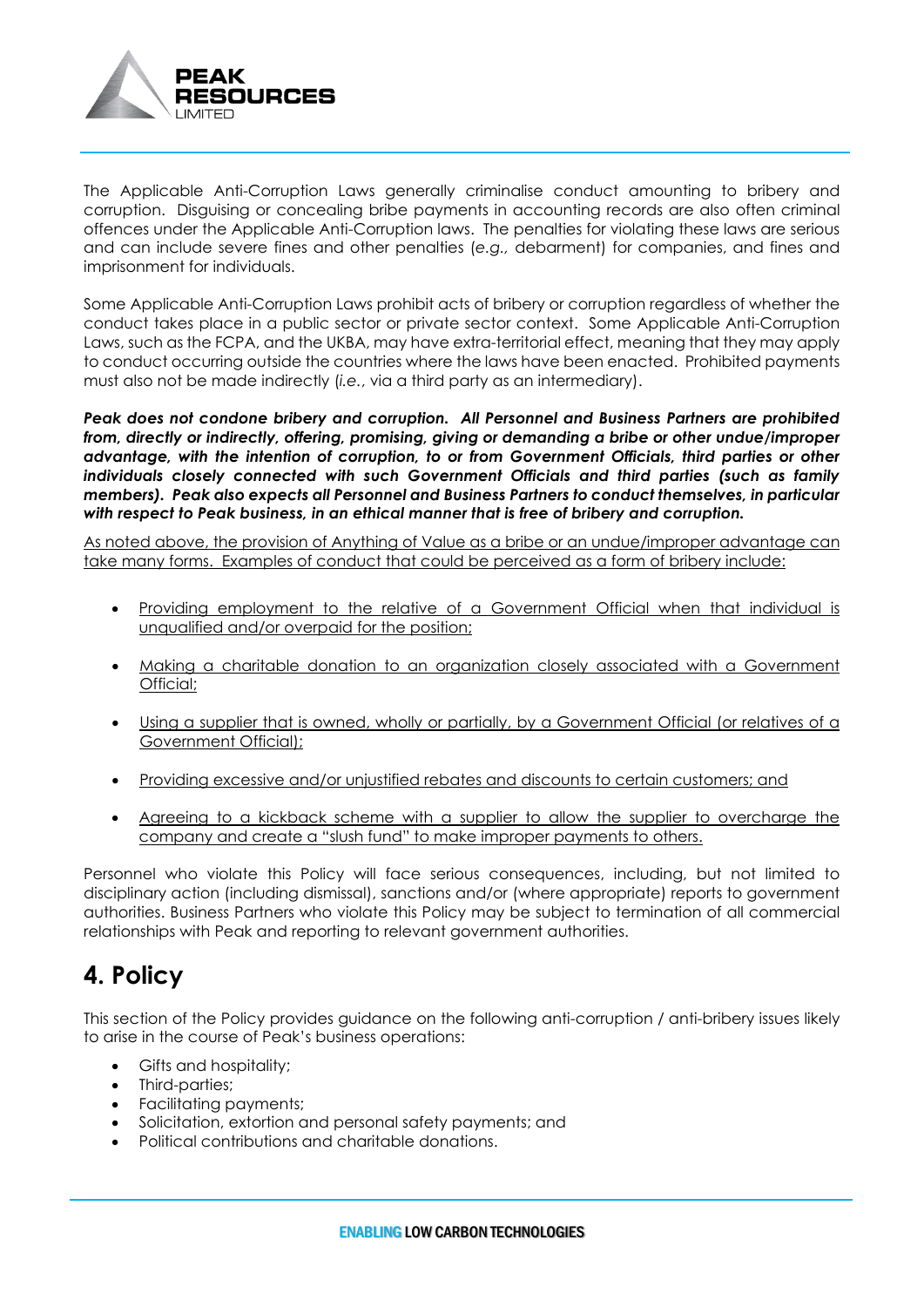The Applicable Anti-Corruption Laws generally criminalise conduct amounting to bribery and corruption. Disguising or concealing bribe payments in accounting records are also often criminal offences under the Applicable Anti-Corruption laws. The penalties for violating these laws are serious and can include severe fines and other penalties (*e.g.,* debarment) for companies, and fines and imprisonment for individuals.

Some Applicable Anti-Corruption Laws prohibit acts of bribery or corruption regardless of whether the conduct takes place in a public sector or private sector context. Some Applicable Anti-Corruption Laws, such as the FCPA, and the UKBA, may have extra-territorial effect, meaning that they may apply to conduct occurring outside the countries where the laws have been enacted. Prohibited payments must also not be made indirectly (*i.e.*, via a third party as an intermediary).

***Peak does not condone bribery and corruption. All Personnel and Business Partners are prohibited from, directly or indirectly, offering, promising, giving or demanding a bribe or other undue/improper advantage, with the intention of corruption, to or from Government Officials, third parties or other individuals closely connected with such Government Officials and third parties (such as family members). Peak also expects all Personnel and Business Partners to conduct themselves, in particular with respect to Peak business, in an ethical manner that is free of bribery and corruption.***

<u>As noted above, the provision of Anything of Value as a bribe or an undue/improper advantage can take many forms. Examples of conduct that could be perceived as a form of bribery include:</u>

- <u>Providing employment to the relative of a Government Official when that individual is unqualified and/or overpaid for the position;</u>
- <u>Making a charitable donation to an organization closely associated with a Government Official;</u>
- <u>Using a supplier that is owned, wholly or partially, by a Government Official (or relatives of a Government Official);</u>
- <u>Providing excessive and/or unjustified rebates and discounts to certain customers; and</u>
- <u>Agreeing to a kickback scheme with a supplier to allow the supplier to overcharge the company and create a "slush fund" to make improper payments to others.</u>

Personnel who violate this Policy will face serious consequences, including, but not limited to disciplinary action (including dismissal), sanctions and/or (where appropriate) reports to government authorities. Business Partners who violate this Policy may be subject to termination of all commercial relationships with Peak and reporting to relevant government authorities.

# 4. Policy

This section of the Policy provides guidance on the following anti-corruption / anti-bribery issues likely to arise in the course of Peak's business operations:

- Gifts and hospitality;
- Third-parties;
- Facilitating payments;
- Solicitation, extortion and personal safety payments; and
- Political contributions and charitable donations.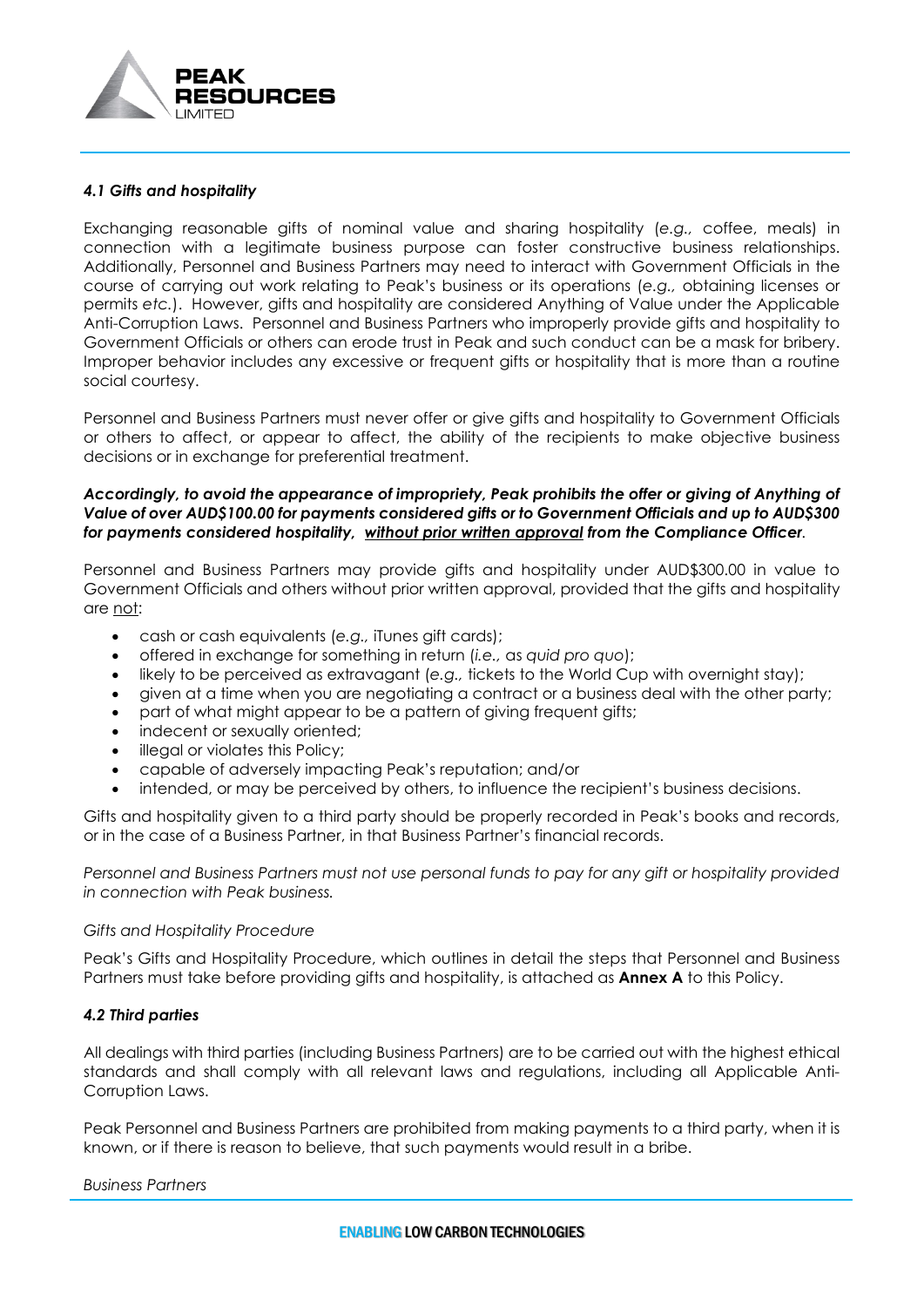### *4.1 Gifts and hospitality*

Exchanging reasonable gifts of nominal value and sharing hospitality (*e.g.,* coffee, meals) in connection with a legitimate business purpose can foster constructive business relationships. Additionally, Personnel and Business Partners may need to interact with Government Officials in the course of carrying out work relating to Peak's business or its operations (*e.g.,* obtaining licenses or permits *etc.*). However, gifts and hospitality are considered Anything of Value under the Applicable Anti-Corruption Laws. Personnel and Business Partners who improperly provide gifts and hospitality to Government Officials or others can erode trust in Peak and such conduct can be a mask for bribery. Improper behavior includes any excessive or frequent gifts or hospitality that is more than a routine social courtesy.

Personnel and Business Partners must never offer or give gifts and hospitality to Government Officials or others to affect, or appear to affect, the ability of the recipients to make objective business decisions or in exchange for preferential treatment.

***Accordingly, to avoid the appearance of impropriety, Peak prohibits the offer or giving of Anything of Value of over AUD$100.00 for payments considered gifts or to Government Officials and up to AUD$300 for payments considered hospitality, <u>without prior written approval</u> from the Compliance Officer*.**

Personnel and Business Partners may provide gifts and hospitality under AUD$300.00 in value to Government Officials and others without prior written approval, provided that the gifts and hospitality are <u>not</u>:

- cash or cash equivalents (*e.g.,* iTunes gift cards);
- offered in exchange for something in return (*i.e.,* as *quid pro quo*);
- likely to be perceived as extravagant (*e.g.,* tickets to the World Cup with overnight stay);
- given at a time when you are negotiating a contract or a business deal with the other party;
- part of what might appear to be a pattern of giving frequent gifts;
- indecent or sexually oriented;
- illegal or violates this Policy;
- capable of adversely impacting Peak's reputation; and/or
- intended, or may be perceived by others, to influence the recipient's business decisions.

Gifts and hospitality given to a third party should be properly recorded in Peak's books and records, or in the case of a Business Partner, in that Business Partner's financial records.

*Personnel and Business Partners must not use personal funds to pay for any gift or hospitality provided in connection with Peak business.*

*Gifts and Hospitality Procedure*

Peak's Gifts and Hospitality Procedure, which outlines in detail the steps that Personnel and Business Partners must take before providing gifts and hospitality, is attached as **Annex A** to this Policy.

### *4.2 Third parties*

All dealings with third parties (including Business Partners) are to be carried out with the highest ethical standards and shall comply with all relevant laws and regulations, including all Applicable Anti-Corruption Laws.

Peak Personnel and Business Partners are prohibited from making payments to a third party, when it is known, or if there is reason to believe, that such payments would result in a bribe.

*Business Partners*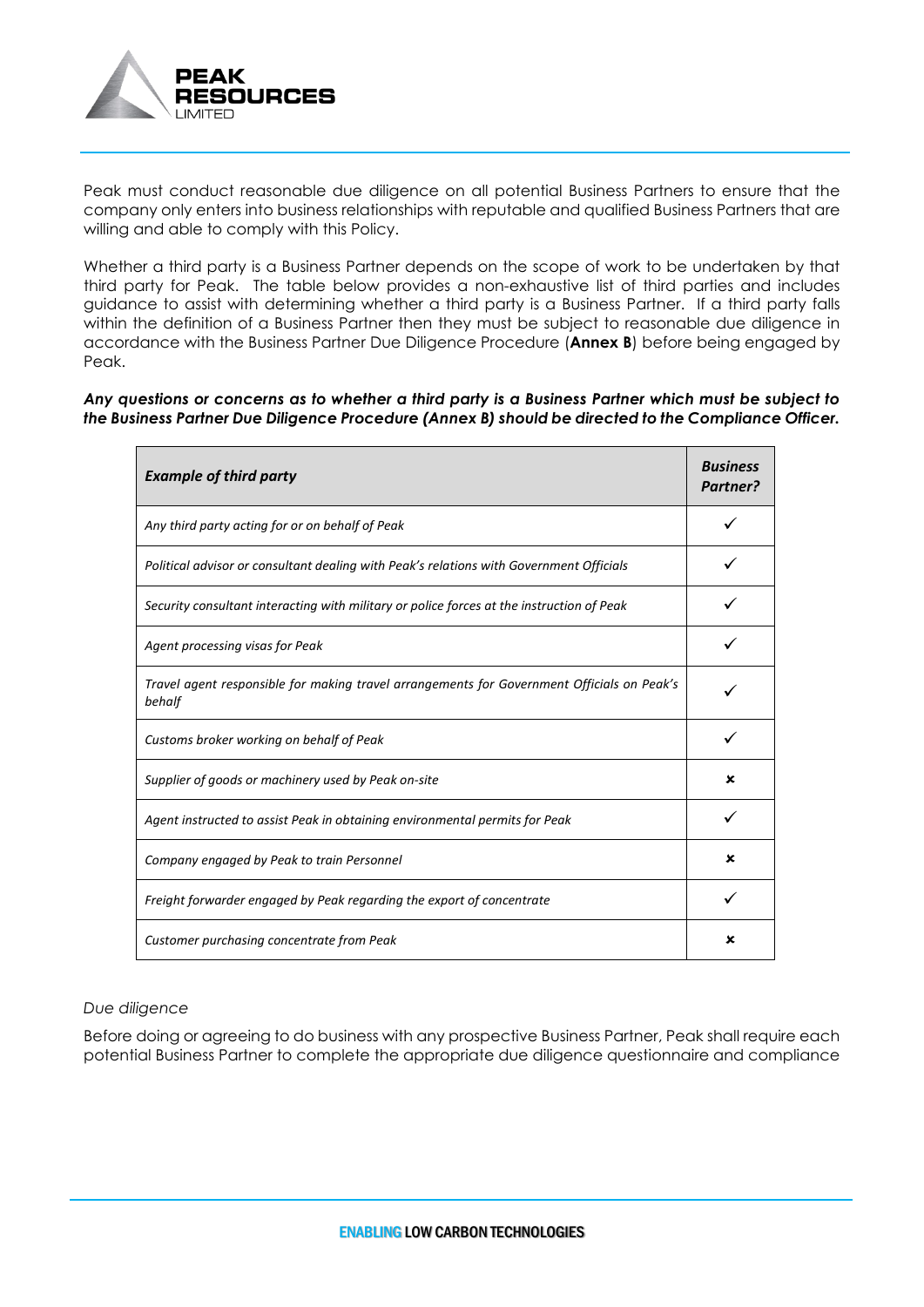Peak must conduct reasonable due diligence on all potential Business Partners to ensure that the company only enters into business relationships with reputable and qualified Business Partners that are willing and able to comply with this Policy.

Whether a third party is a Business Partner depends on the scope of work to be undertaken by that third party for Peak. The table below provides a non-exhaustive list of third parties and includes guidance to assist with determining whether a third party is a Business Partner. If a third party falls within the definition of a Business Partner then they must be subject to reasonable due diligence in accordance with the Business Partner Due Diligence Procedure (**Annex B**) before being engaged by Peak.

***Any questions or concerns as to whether a third party is a Business Partner which must be subject to the Business Partner Due Diligence Procedure (Annex B) should be directed to the Compliance Officer.***

| ***Example of third party*** | ***Business Partner?*** |
|---|---|
| *Any third party acting for or on behalf of Peak* | ✓ |
| *Political advisor or consultant dealing with Peak's relations with Government Officials* | ✓ |
| *Security consultant interacting with military or police forces at the instruction of Peak* | ✓ |
| *Agent processing visas for Peak* | ✓ |
| *Travel agent responsible for making travel arrangements for Government Officials on Peak's behalf* | ✓ |
| *Customs broker working on behalf of Peak* | ✓ |
| *Supplier of goods or machinery used by Peak on-site* | ✗ |
| *Agent instructed to assist Peak in obtaining environmental permits for Peak* | ✓ |
| *Company engaged by Peak to train Personnel* | ✗ |
| *Freight forwarder engaged by Peak regarding the export of concentrate* | ✓ |
| *Customer purchasing concentrate from Peak* | ✗ |

*Due diligence*

Before doing or agreeing to do business with any prospective Business Partner, Peak shall require each potential Business Partner to complete the appropriate due diligence questionnaire and compliance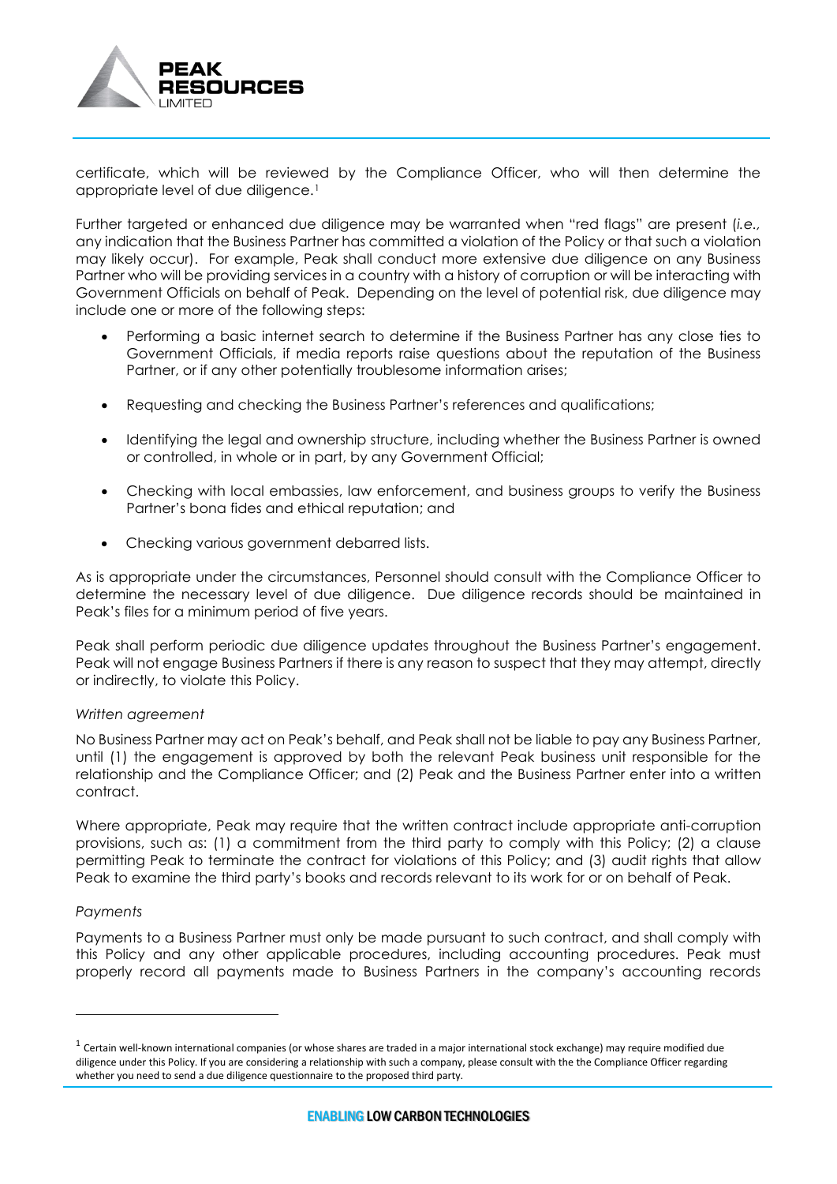certificate, which will be reviewed by the Compliance Officer, who will then determine the appropriate level of due diligence.[1]

Further targeted or enhanced due diligence may be warranted when "red flags" are present (*i.e.,* any indication that the Business Partner has committed a violation of the Policy or that such a violation may likely occur). For example, Peak shall conduct more extensive due diligence on any Business Partner who will be providing services in a country with a history of corruption or will be interacting with Government Officials on behalf of Peak. Depending on the level of potential risk, due diligence may include one or more of the following steps:

- Performing a basic internet search to determine if the Business Partner has any close ties to Government Officials, if media reports raise questions about the reputation of the Business Partner, or if any other potentially troublesome information arises;
- Requesting and checking the Business Partner's references and qualifications;
- Identifying the legal and ownership structure, including whether the Business Partner is owned or controlled, in whole or in part, by any Government Official;
- Checking with local embassies, law enforcement, and business groups to verify the Business Partner's bona fides and ethical reputation; and
- Checking various government debarred lists.

As is appropriate under the circumstances, Personnel should consult with the Compliance Officer to determine the necessary level of due diligence. Due diligence records should be maintained in Peak's files for a minimum period of five years.

Peak shall perform periodic due diligence updates throughout the Business Partner's engagement. Peak will not engage Business Partners if there is any reason to suspect that they may attempt, directly or indirectly, to violate this Policy.

*Written agreement*

No Business Partner may act on Peak's behalf, and Peak shall not be liable to pay any Business Partner, until (1) the engagement is approved by both the relevant Peak business unit responsible for the relationship and the Compliance Officer; and (2) Peak and the Business Partner enter into a written contract.

Where appropriate, Peak may require that the written contract include appropriate anti-corruption provisions, such as: (1) a commitment from the third party to comply with this Policy; (2) a clause permitting Peak to terminate the contract for violations of this Policy; and (3) audit rights that allow Peak to examine the third party's books and records relevant to its work for or on behalf of Peak.

*Payments*

Payments to a Business Partner must only be made pursuant to such contract, and shall comply with this Policy and any other applicable procedures, including accounting procedures. Peak must properly record all payments made to Business Partners in the company's accounting records

[1] Certain well-known international companies (or whose shares are traded in a major international stock exchange) may require modified due diligence under this Policy. If you are considering a relationship with such a company, please consult with the the Compliance Officer regarding whether you need to send a due diligence questionnaire to the proposed third party.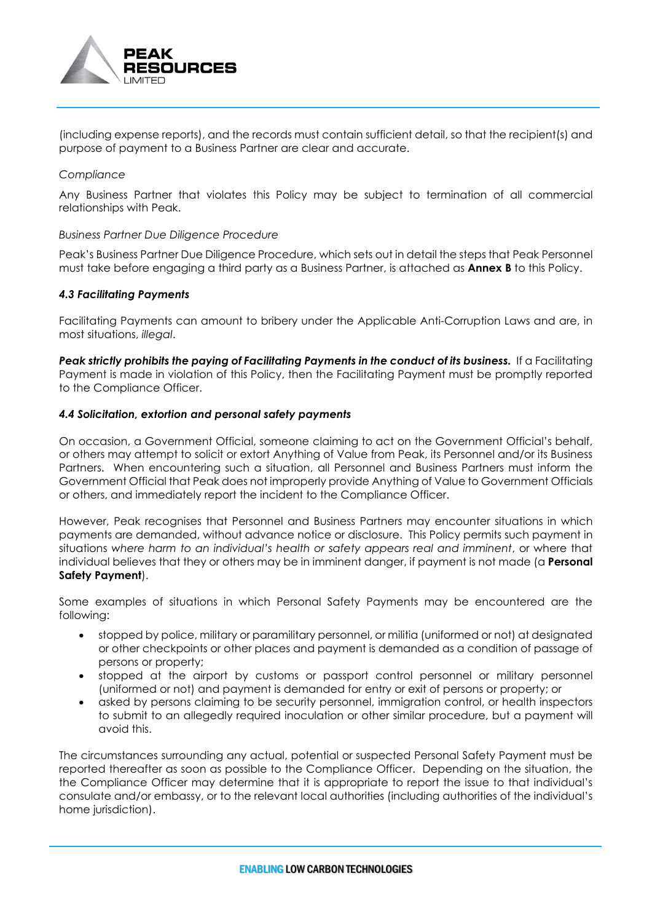(including expense reports), and the records must contain sufficient detail, so that the recipient(s) and purpose of payment to a Business Partner are clear and accurate.

*Compliance*

Any Business Partner that violates this Policy may be subject to termination of all commercial relationships with Peak.

*Business Partner Due Diligence Procedure*

Peak's Business Partner Due Diligence Procedure, which sets out in detail the steps that Peak Personnel must take before engaging a third party as a Business Partner, is attached as **Annex B** to this Policy.

### *4.3 Facilitating Payments*

Facilitating Payments can amount to bribery under the Applicable Anti-Corruption Laws and are, in most situations, *illegal*.

***Peak strictly prohibits the paying of Facilitating Payments in the conduct of its business.*** If a Facilitating Payment is made in violation of this Policy, then the Facilitating Payment must be promptly reported to the Compliance Officer.

### *4.4 Solicitation, extortion and personal safety payments*

On occasion, a Government Official, someone claiming to act on the Government Official's behalf, or others may attempt to solicit or extort Anything of Value from Peak, its Personnel and/or its Business Partners. When encountering such a situation, all Personnel and Business Partners must inform the Government Official that Peak does not improperly provide Anything of Value to Government Officials or others, and immediately report the incident to the Compliance Officer.

However, Peak recognises that Personnel and Business Partners may encounter situations in which payments are demanded, without advance notice or disclosure. This Policy permits such payment in situations *where harm to an individual's health or safety appears real and imminent*, or where that individual believes that they or others may be in imminent danger, if payment is not made (a **Personal Safety Payment**).

Some examples of situations in which Personal Safety Payments may be encountered are the following:

- stopped by police, military or paramilitary personnel, or militia (uniformed or not) at designated or other checkpoints or other places and payment is demanded as a condition of passage of persons or property;
- stopped at the airport by customs or passport control personnel or military personnel (uniformed or not) and payment is demanded for entry or exit of persons or property; or
- asked by persons claiming to be security personnel, immigration control, or health inspectors to submit to an allegedly required inoculation or other similar procedure, but a payment will avoid this.

The circumstances surrounding any actual, potential or suspected Personal Safety Payment must be reported thereafter as soon as possible to the Compliance Officer. Depending on the situation, the the Compliance Officer may determine that it is appropriate to report the issue to that individual's consulate and/or embassy, or to the relevant local authorities (including authorities of the individual's home jurisdiction).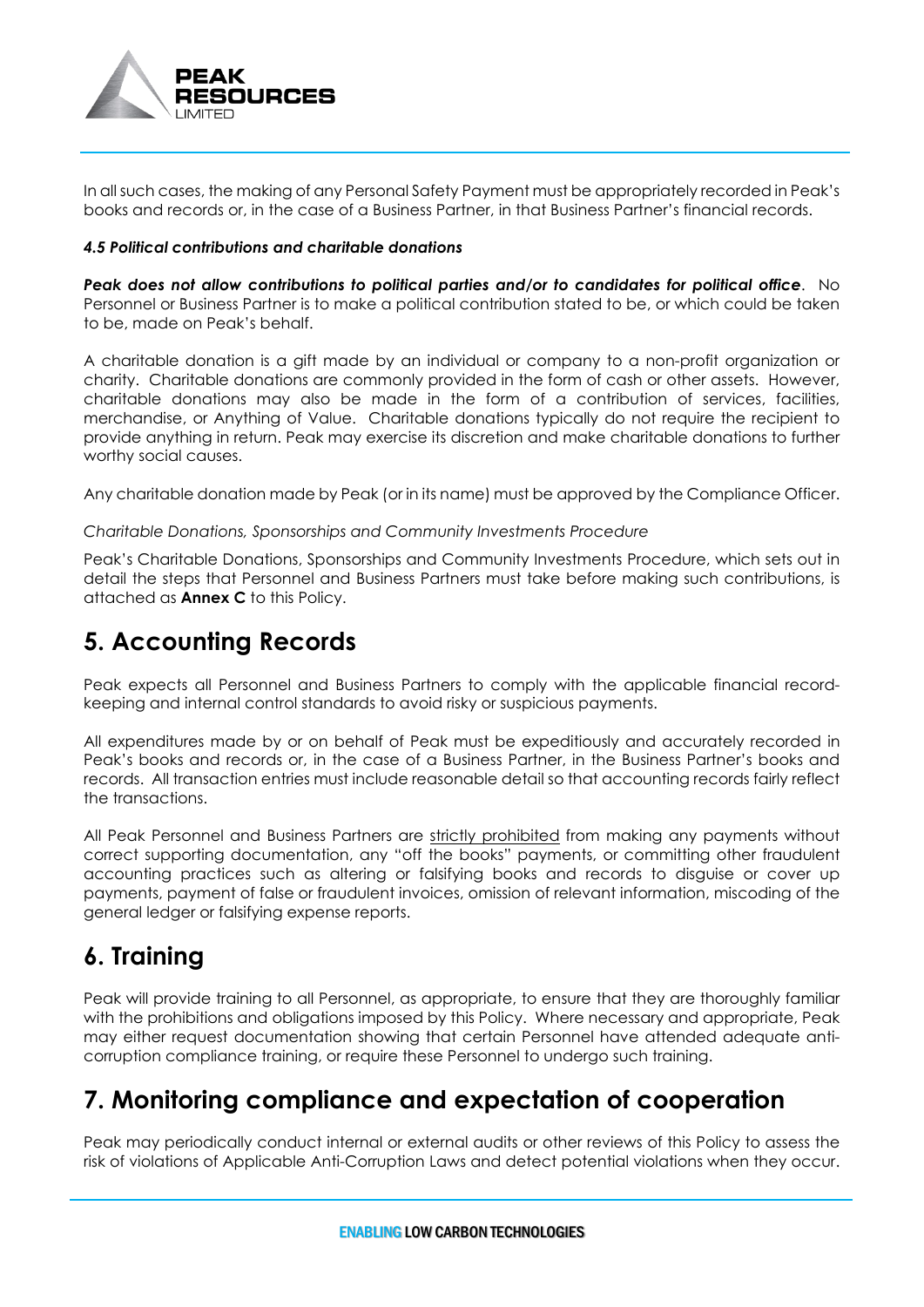In all such cases, the making of any Personal Safety Payment must be appropriately recorded in Peak's books and records or, in the case of a Business Partner, in that Business Partner's financial records.

***4.5 Political contributions and charitable donations***

***Peak does not allow contributions to political parties and/or to candidates for political office***. No Personnel or Business Partner is to make a political contribution stated to be, or which could be taken to be, made on Peak's behalf.

A charitable donation is a gift made by an individual or company to a non-profit organization or charity. Charitable donations are commonly provided in the form of cash or other assets. However, charitable donations may also be made in the form of a contribution of services, facilities, merchandise, or Anything of Value. Charitable donations typically do not require the recipient to provide anything in return. Peak may exercise its discretion and make charitable donations to further worthy social causes.

Any charitable donation made by Peak (or in its name) must be approved by the Compliance Officer.

*Charitable Donations, Sponsorships and Community Investments Procedure*

Peak's Charitable Donations, Sponsorships and Community Investments Procedure, which sets out in detail the steps that Personnel and Business Partners must take before making such contributions, is attached as **Annex C** to this Policy.

# 5. Accounting Records

Peak expects all Personnel and Business Partners to comply with the applicable financial record-keeping and internal control standards to avoid risky or suspicious payments.

All expenditures made by or on behalf of Peak must be expeditiously and accurately recorded in Peak's books and records or, in the case of a Business Partner, in the Business Partner's books and records. All transaction entries must include reasonable detail so that accounting records fairly reflect the transactions.

All Peak Personnel and Business Partners are <u>strictly prohibited</u> from making any payments without correct supporting documentation, any "off the books" payments, or committing other fraudulent accounting practices such as altering or falsifying books and records to disguise or cover up payments, payment of false or fraudulent invoices, omission of relevant information, miscoding of the general ledger or falsifying expense reports.

# 6. Training

Peak will provide training to all Personnel, as appropriate, to ensure that they are thoroughly familiar with the prohibitions and obligations imposed by this Policy. Where necessary and appropriate, Peak may either request documentation showing that certain Personnel have attended adequate anti-corruption compliance training, or require these Personnel to undergo such training.

# 7. Monitoring compliance and expectation of cooperation

Peak may periodically conduct internal or external audits or other reviews of this Policy to assess the risk of violations of Applicable Anti-Corruption Laws and detect potential violations when they occur.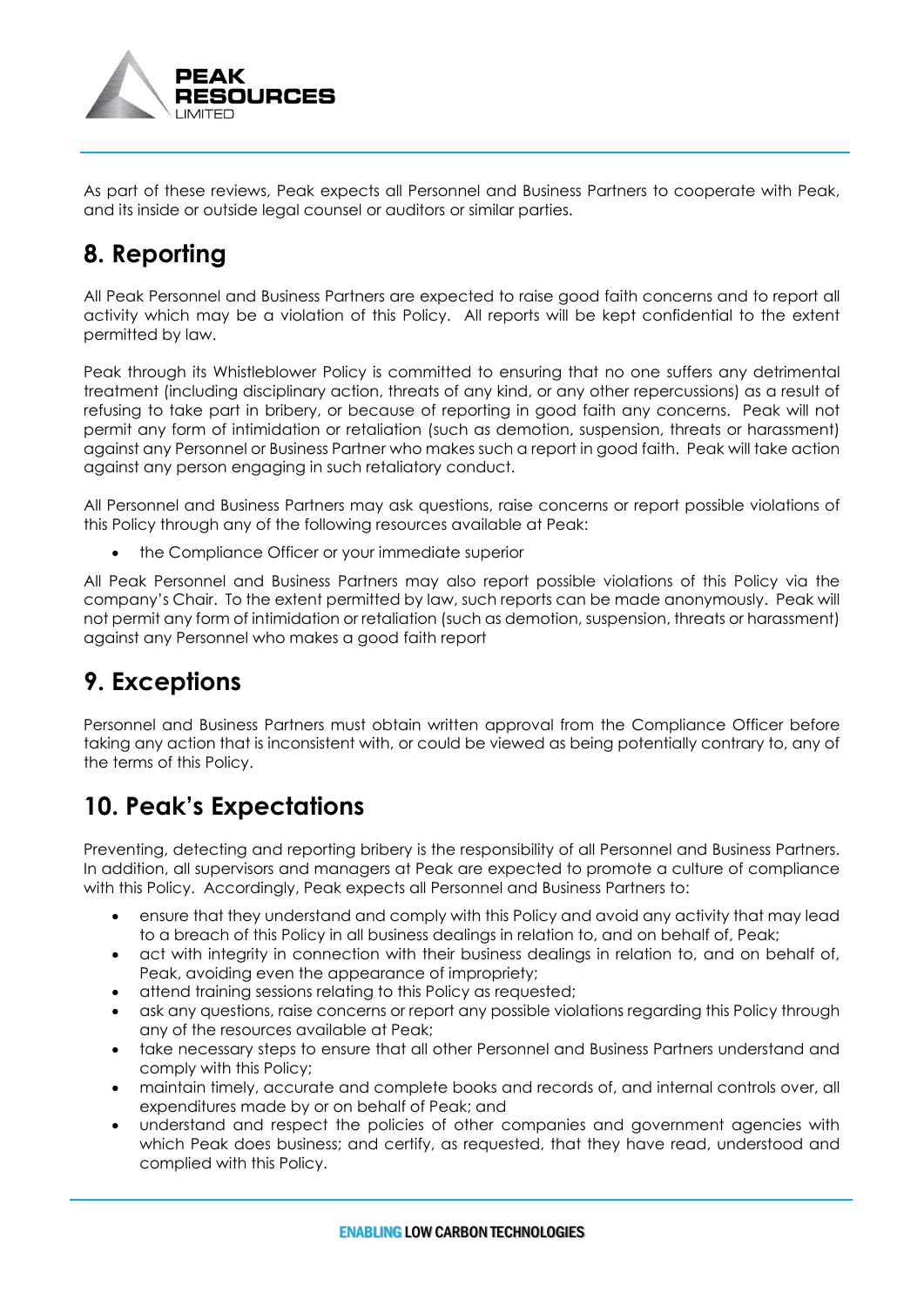As part of these reviews, Peak expects all Personnel and Business Partners to cooperate with Peak, and its inside or outside legal counsel or auditors or similar parties.

## 8. Reporting

All Peak Personnel and Business Partners are expected to raise good faith concerns and to report all activity which may be a violation of this Policy. All reports will be kept confidential to the extent permitted by law.

Peak through its Whistleblower Policy is committed to ensuring that no one suffers any detrimental treatment (including disciplinary action, threats of any kind, or any other repercussions) as a result of refusing to take part in bribery, or because of reporting in good faith any concerns. Peak will not permit any form of intimidation or retaliation (such as demotion, suspension, threats or harassment) against any Personnel or Business Partner who makes such a report in good faith. Peak will take action against any person engaging in such retaliatory conduct.

All Personnel and Business Partners may ask questions, raise concerns or report possible violations of this Policy through any of the following resources available at Peak:

- the Compliance Officer or your immediate superior

All Peak Personnel and Business Partners may also report possible violations of this Policy via the company's Chair. To the extent permitted by law, such reports can be made anonymously. Peak will not permit any form of intimidation or retaliation (such as demotion, suspension, threats or harassment) against any Personnel who makes a good faith report

## 9. Exceptions

Personnel and Business Partners must obtain written approval from the Compliance Officer before taking any action that is inconsistent with, or could be viewed as being potentially contrary to, any of the terms of this Policy.

## 10. Peak's Expectations

Preventing, detecting and reporting bribery is the responsibility of all Personnel and Business Partners. In addition, all supervisors and managers at Peak are expected to promote a culture of compliance with this Policy. Accordingly, Peak expects all Personnel and Business Partners to:

- ensure that they understand and comply with this Policy and avoid any activity that may lead to a breach of this Policy in all business dealings in relation to, and on behalf of, Peak;
- act with integrity in connection with their business dealings in relation to, and on behalf of, Peak, avoiding even the appearance of impropriety;
- attend training sessions relating to this Policy as requested;
- ask any questions, raise concerns or report any possible violations regarding this Policy through any of the resources available at Peak;
- take necessary steps to ensure that all other Personnel and Business Partners understand and comply with this Policy;
- maintain timely, accurate and complete books and records of, and internal controls over, all expenditures made by or on behalf of Peak; and
- understand and respect the policies of other companies and government agencies with which Peak does business; and certify, as requested, that they have read, understood and complied with this Policy.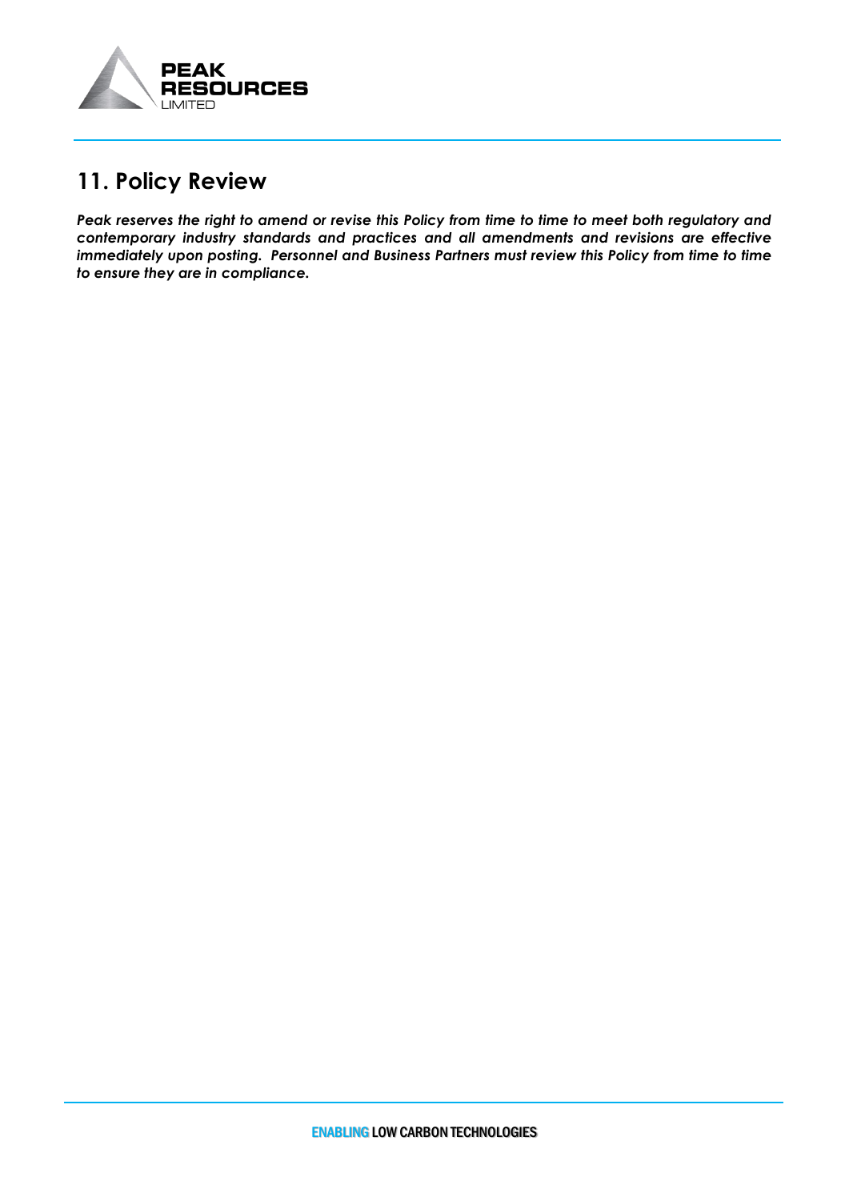## 11. Policy Review

***Peak reserves the right to amend or revise this Policy from time to time to meet both regulatory and contemporary industry standards and practices and all amendments and revisions are effective immediately upon posting. Personnel and Business Partners must review this Policy from time to time to ensure they are in compliance.***